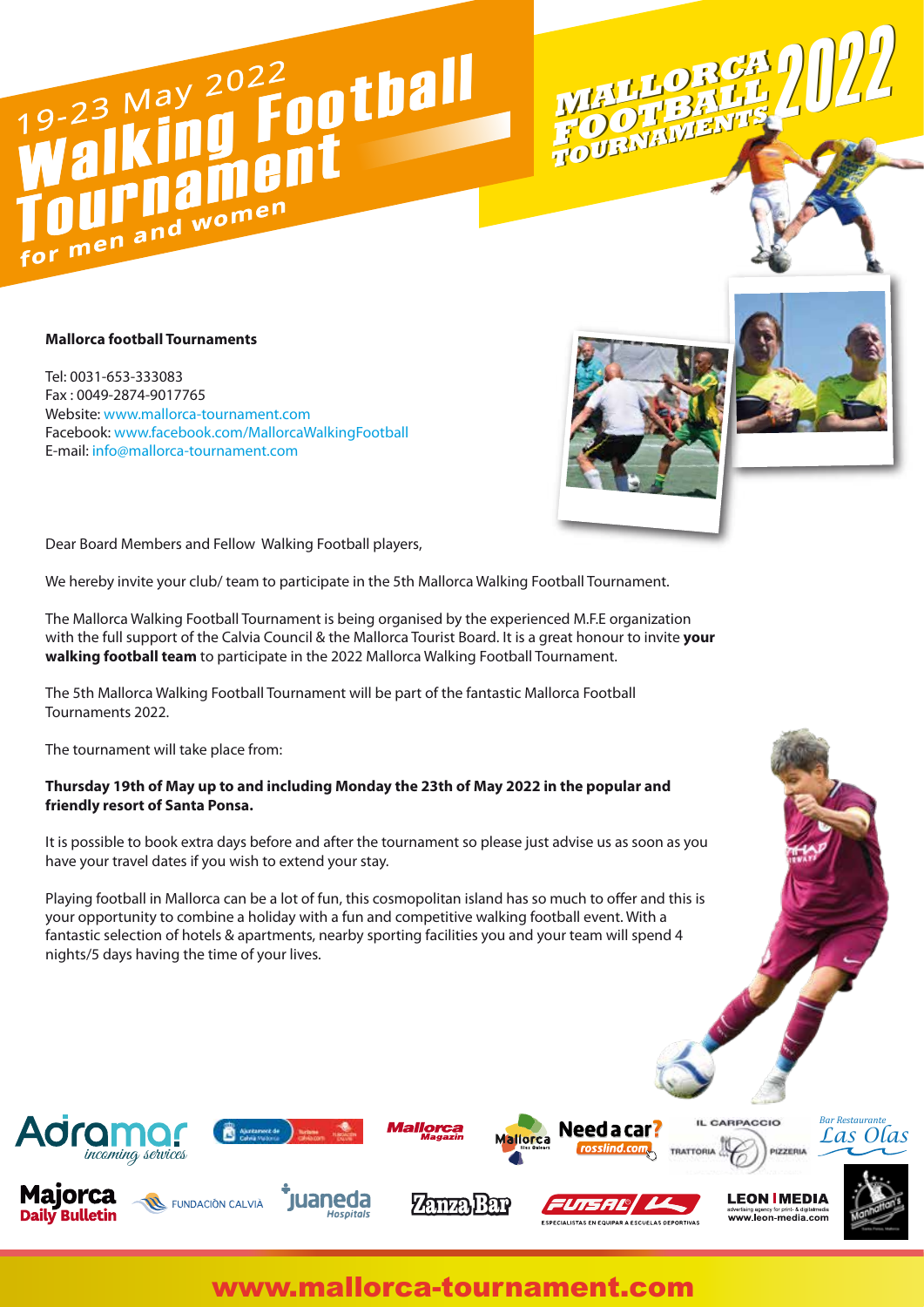# 19-23 May 2022 Walking Football Tournament for men and women

MALLORCA FOOTBALL TOURNAMENTS 2022

**Mallorca football Tournaments**

Tel: 0031-653-333083
Fax : 0049-2874-9017765
Website: www.mallorca-tournament.com
Facebook: www.facebook.com/MallorcaWalkingFootball
E-mail: info@mallorca-tournament.com

Dear Board Members and Fellow Walking Football players,

We hereby invite your club/ team to participate in the 5th Mallorca Walking Football Tournament.

The Mallorca Walking Football Tournament is being organised by the experienced M.F.E organization with the full support of the Calvia Council & the Mallorca Tourist Board. It is a great honour to invite **your walking football team** to participate in the 2022 Mallorca Walking Football Tournament.

The 5th Mallorca Walking Football Tournament will be part of the fantastic Mallorca Football Tournaments 2022.

The tournament will take place from:

**Thursday 19th of May up to and including Monday the 23th of May 2022 in the popular and friendly resort of Santa Ponsa.**

It is possible to book extra days before and after the tournament so please just advise us as soon as you have your travel dates if you wish to extend your stay.

Playing football in Mallorca can be a lot of fun, this cosmopolitan island has so much to offer and this is your opportunity to combine a holiday with a fun and competitive walking football event. With a fantastic selection of hotels & apartments, nearby sporting facilities you and your team will spend 4 nights/5 days having the time of your lives.

www.mallorca-tournament.com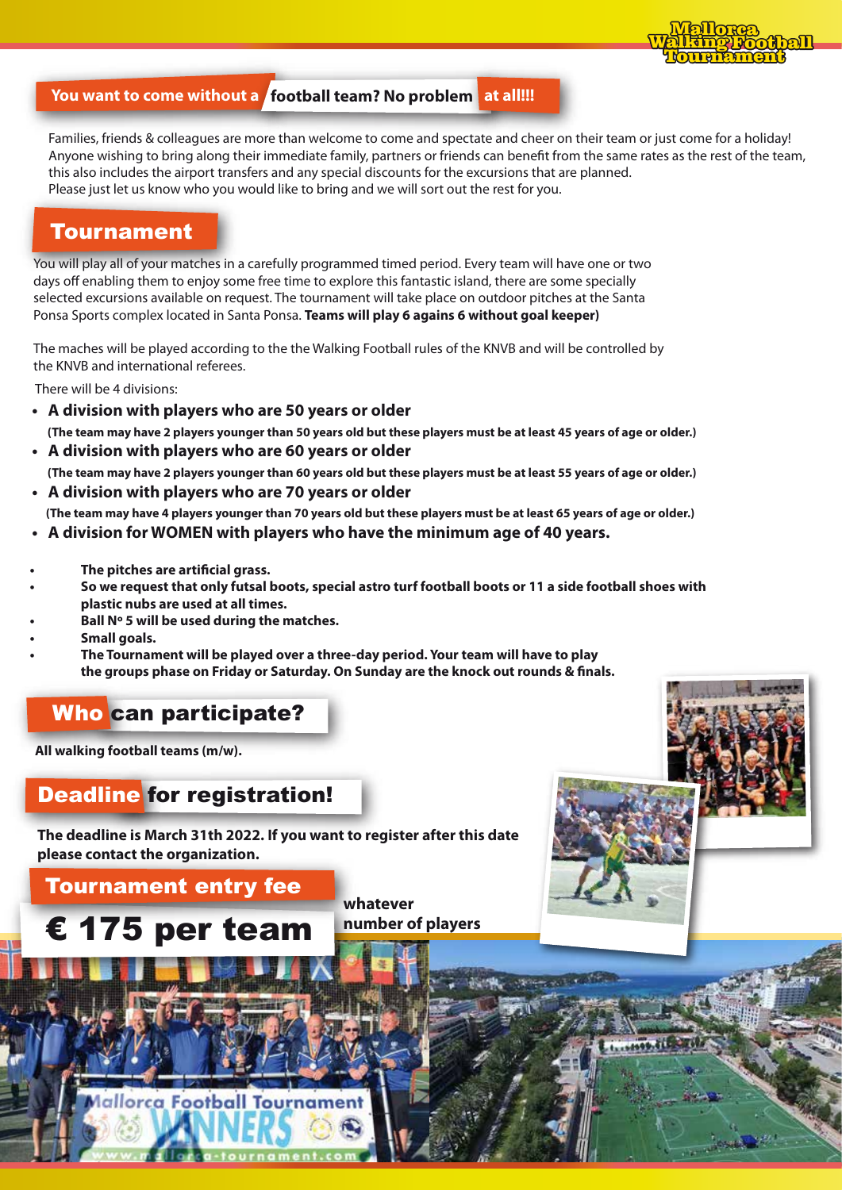## You want to come without a football team? No problem at all!!!

Families, friends & colleagues are more than welcome to come and spectate and cheer on their team or just come for a holiday! Anyone wishing to bring along their immediate family, partners or friends can benefit from the same rates as the rest of the team, this also includes the airport transfers and any special discounts for the excursions that are planned. Please just let us know who you would like to bring and we will sort out the rest for you.

## Tournament

You will play all of your matches in a carefully programmed timed period. Every team will have one or two days off enabling them to enjoy some free time to explore this fantastic island, there are some specially selected excursions available on request. The tournament will take place on outdoor pitches at the Santa Ponsa Sports complex located in Santa Ponsa. **Teams will play 6 agains 6 without goal keeper)**

The maches will be played according to the the Walking Football rules of the KNVB and will be controlled by the KNVB and international referees.

There will be 4 divisions:

- **A division with players who are 50 years or older**
  **(The team may have 2 players younger than 50 years old but these players must be at least 45 years of age or older.)**
- **A division with players who are 60 years or older**
  **(The team may have 2 players younger than 60 years old but these players must be at least 55 years of age or older.)**
- **A division with players who are 70 years or older**
  **(The team may have 4 players younger than 70 years old but these players must be at least 65 years of age or older.)**
- **A division for WOMEN with players who have the minimum age of 40 years.**

- **The pitches are artificial grass.**
- **So we request that only futsal boots, special astro turf football boots or 11 a side football shoes with plastic nubs are used at all times.**
- **Ball Nº 5 will be used during the matches.**
- **Small goals.**
- **The Tournament will be played over a three-day period. Your team will have to play the groups phase on Friday or Saturday. On Sunday are the knock out rounds & finals.**

## Who can participate?

**All walking football teams (m/w).**

## Deadline for registration!

**The deadline is March 31th 2022. If you want to register after this date please contact the organization.**

## Tournament entry fee

# € 175 per team

**whatever number of players**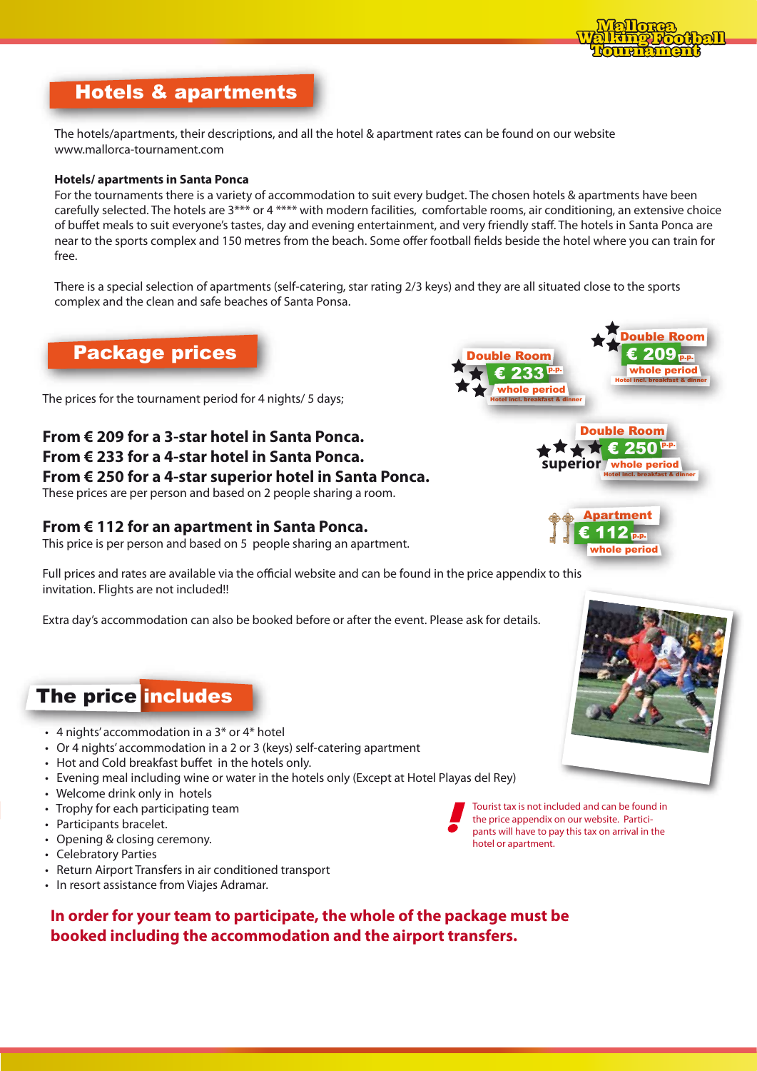## Hotels & apartments

The hotels/apartments, their descriptions, and all the hotel & apartment rates can be found on our website www.mallorca-tournament.com

**Hotels/ apartments in Santa Ponca**

For the tournaments there is a variety of accommodation to suit every budget. The chosen hotels & apartments have been carefully selected. The hotels are 3*** or 4 **** with modern facilities, comfortable rooms, air conditioning, an extensive choice of buffet meals to suit everyone's tastes, day and evening entertainment, and very friendly staff. The hotels in Santa Ponca are near to the sports complex and 150 metres from the beach. Some offer football fields beside the hotel where you can train for free.

There is a special selection of apartments (self-catering, star rating 2/3 keys) and they are all situated close to the sports complex and the clean and safe beaches of Santa Ponsa.

## Package prices

The prices for the tournament period for 4 nights/ 5 days;

**From € 209 for a 3-star hotel in Santa Ponca.**
**From € 233 for a 4-star hotel in Santa Ponca.**
**From € 250 for a 4-star superior hotel in Santa Ponca.**
These prices are per person and based on 2 people sharing a room.

**From € 112 for an apartment in Santa Ponca.**
This price is per person and based on 5 people sharing an apartment.

Double Room € 209 p.p. whole period — Hotel incl. breakfast & dinner

Double Room € 233 p.p. whole period — Hotel incl. breakfast & dinner

Double Room superior € 250 p.p. whole period — Hotel incl. breakfast & dinner

Apartment € 112 p.p. whole period

Full prices and rates are available via the official website and can be found in the price appendix to this invitation. Flights are not included!!

Extra day's accommodation can also be booked before or after the event. Please ask for details.

## The price includes

- 4 nights' accommodation in a 3* or 4* hotel
- Or 4 nights' accommodation in a 2 or 3 (keys) self-catering apartment
- Hot and Cold breakfast buffet in the hotels only.
- Evening meal including wine or water in the hotels only (Except at Hotel Playas del Rey)
- Welcome drink only in hotels
- Trophy for each participating team
- Participants bracelet.
- Opening & closing ceremony.
- Celebratory Parties
- Return Airport Transfers in air conditioned transport
- In resort assistance from Viajes Adramar.

Tourist tax is not included and can be found in the price appendix on our website. Participants will have to pay this tax on arrival in the hotel or apartment.

**In order for your team to participate, the whole of the package must be booked including the accommodation and the airport transfers.**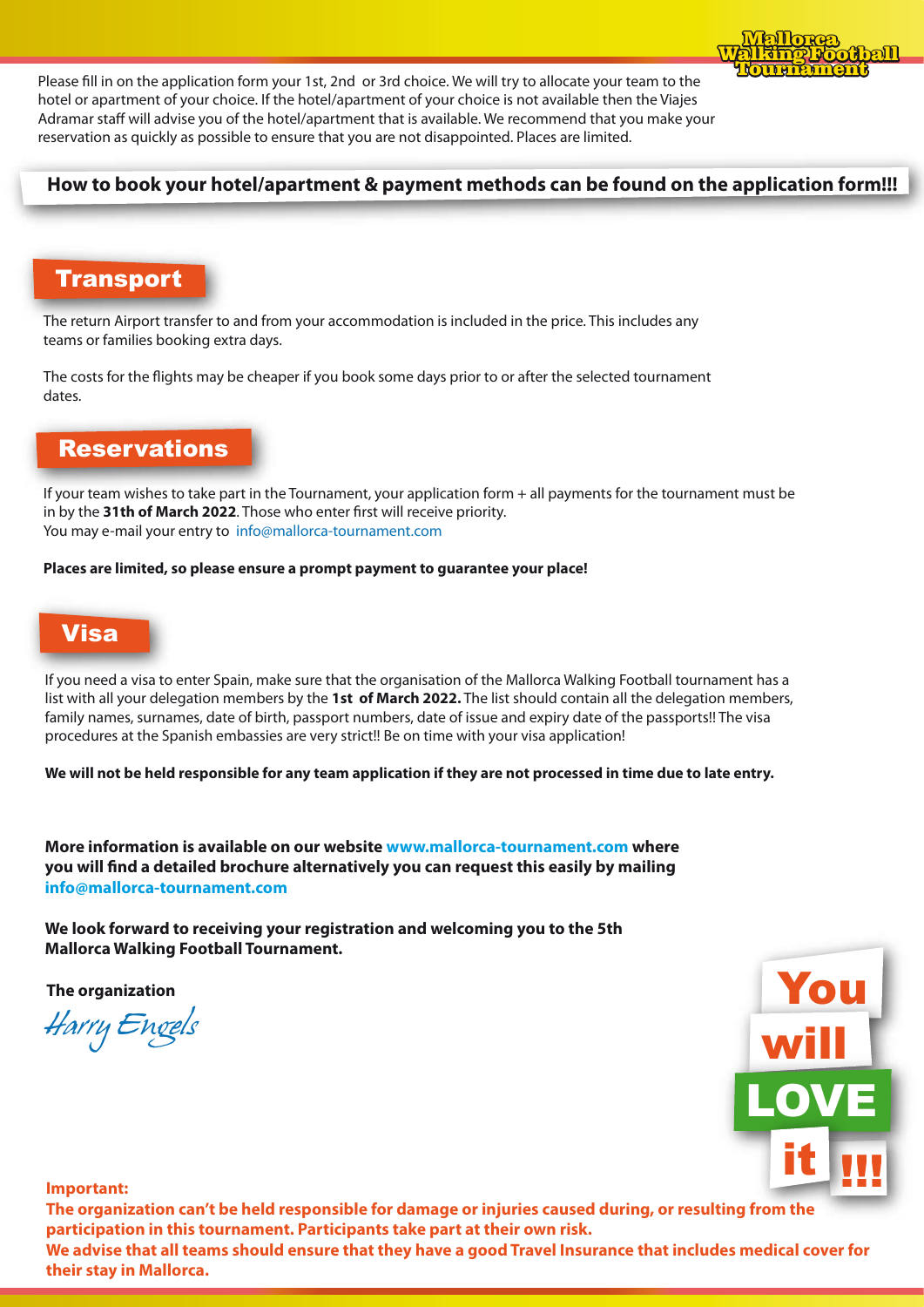Please fill in on the application form your 1st, 2nd or 3rd choice. We will try to allocate your team to the hotel or apartment of your choice. If the hotel/apartment of your choice is not available then the Viajes Adramar staff will advise you of the hotel/apartment that is available. We recommend that you make your reservation as quickly as possible to ensure that you are not disappointed. Places are limited.

**How to book your hotel/apartment & payment methods can be found on the application form!!!**

## Transport

The return Airport transfer to and from your accommodation is included in the price. This includes any teams or families booking extra days.

The costs for the flights may be cheaper if you book some days prior to or after the selected tournament dates.

## Reservations

If your team wishes to take part in the Tournament, your application form + all payments for the tournament must be in by the **31th of March 2022**. Those who enter first will receive priority.
You may e-mail your entry to info@mallorca-tournament.com

**Places are limited, so please ensure a prompt payment to guarantee your place!**

## Visa

If you need a visa to enter Spain, make sure that the organisation of the Mallorca Walking Football tournament has a list with all your delegation members by the **1st of March 2022.** The list should contain all the delegation members, family names, surnames, date of birth, passport numbers, date of issue and expiry date of the passports!! The visa procedures at the Spanish embassies are very strict!! Be on time with your visa application!

**We will not be held responsible for any team application if they are not processed in time due to late entry.**

**More information is available on our website www.mallorca-tournament.com where you will find a detailed brochure alternatively you can request this easily by mailing info@mallorca-tournament.com**

**We look forward to receiving your registration and welcoming you to the 5th Mallorca Walking Football Tournament.**

**The organization**

*Harry Engels*

You will LOVE it !!!

**Important:**
**The organization can't be held responsible for damage or injuries caused during, or resulting from the participation in this tournament. Participants take part at their own risk.**
**We advise that all teams should ensure that they have a good Travel Insurance that includes medical cover for their stay in Mallorca.**